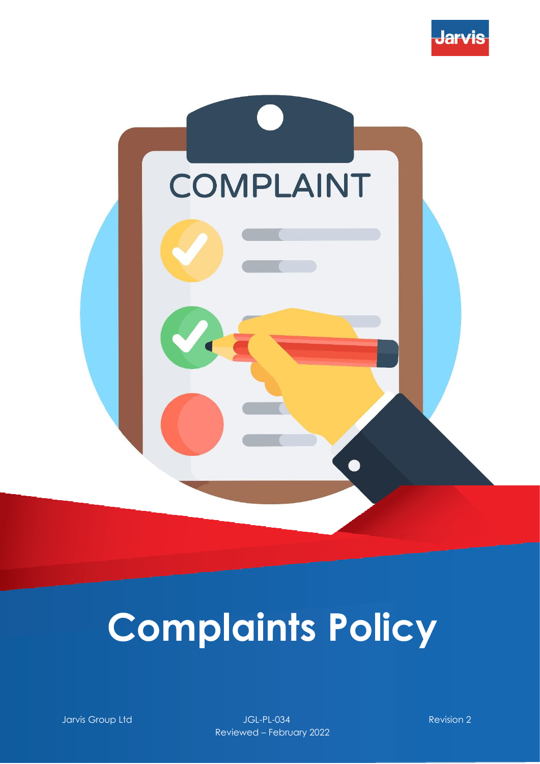# Complaints Policy

Jarvis Group Ltd

JGL-PL-034

Reviewed – February 2022

Revision 2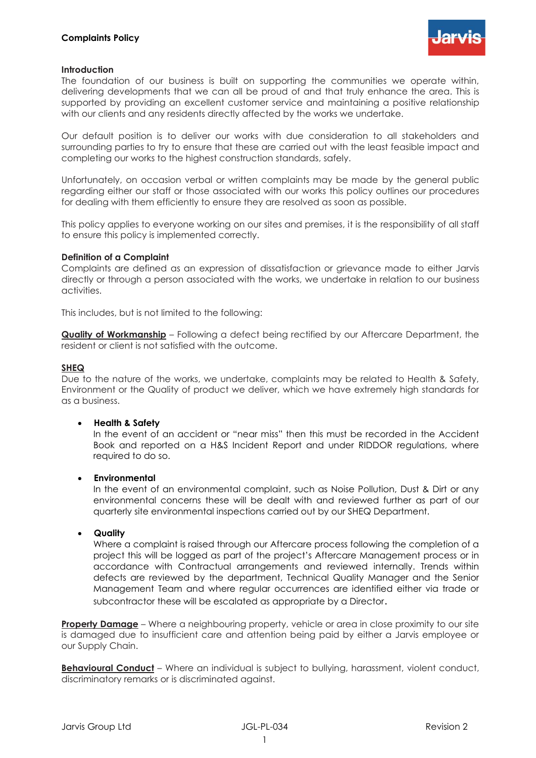# Complaints Policy

## Introduction

The foundation of our business is built on supporting the communities we operate within, delivering developments that we can all be proud of and that truly enhance the area. This is supported by providing an excellent customer service and maintaining a positive relationship with our clients and any residents directly affected by the works we undertake.

Our default position is to deliver our works with due consideration to all stakeholders and surrounding parties to try to ensure that these are carried out with the least feasible impact and completing our works to the highest construction standards, safely.

Unfortunately, on occasion verbal or written complaints may be made by the general public regarding either our staff or those associated with our works this policy outlines our procedures for dealing with them efficiently to ensure they are resolved as soon as possible.

This policy applies to everyone working on our sites and premises, it is the responsibility of all staff to ensure this policy is implemented correctly.

## Definition of a Complaint

Complaints are defined as an expression of dissatisfaction or grievance made to either Jarvis directly or through a person associated with the works, we undertake in relation to our business activities.

This includes, but is not limited to the following:

**Quality of Workmanship** – Following a defect being rectified by our Aftercare Department, the resident or client is not satisfied with the outcome.

**SHEQ**

Due to the nature of the works, we undertake, complaints may be related to Health & Safety, Environment or the Quality of product we deliver, which we have extremely high standards for as a business.

- **Health & Safety**
  In the event of an accident or "near miss" then this must be recorded in the Accident Book and reported on a H&S Incident Report and under RIDDOR regulations, where required to do so.

- **Environmental**
  In the event of an environmental complaint, such as Noise Pollution, Dust & Dirt or any environmental concerns these will be dealt with and reviewed further as part of our quarterly site environmental inspections carried out by our SHEQ Department.

- **Quality**
  Where a complaint is raised through our Aftercare process following the completion of a project this will be logged as part of the project's Aftercare Management process or in accordance with Contractual arrangements and reviewed internally. Trends within defects are reviewed by the department, Technical Quality Manager and the Senior Management Team and where regular occurrences are identified either via trade or subcontractor these will be escalated as appropriate by a Director.

**Property Damage** – Where a neighbouring property, vehicle or area in close proximity to our site is damaged due to insufficient care and attention being paid by either a Jarvis employee or our Supply Chain.

**Behavioural Conduct** – Where an individual is subject to bullying, harassment, violent conduct, discriminatory remarks or is discriminated against.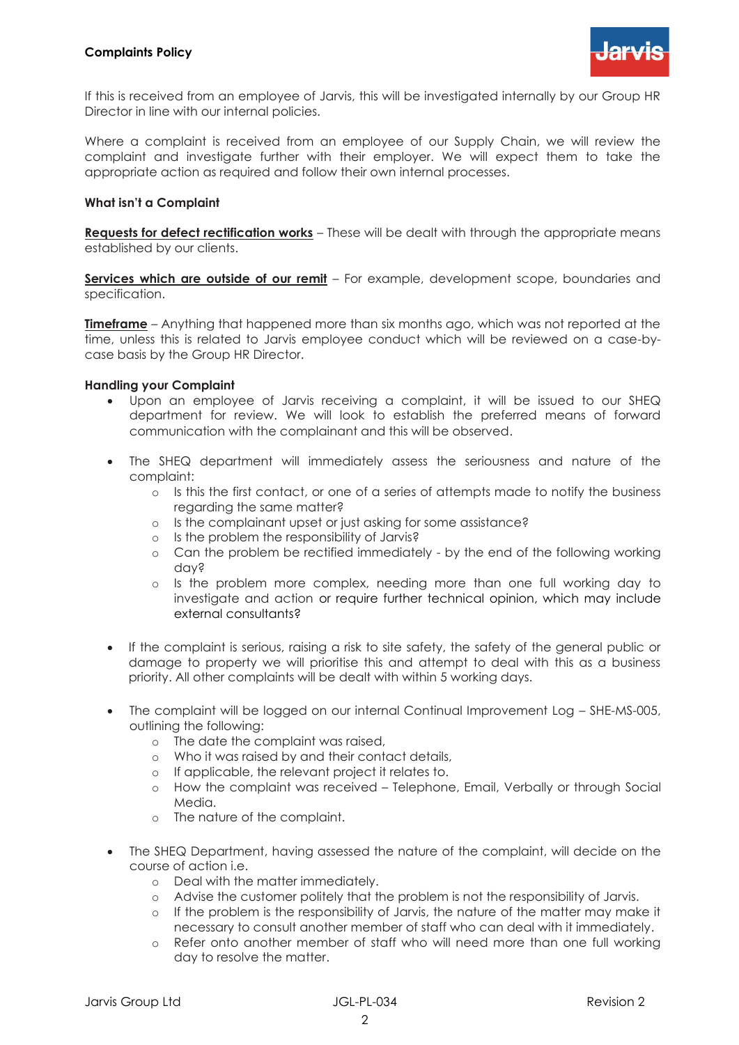If this is received from an employee of Jarvis, this will be investigated internally by our Group HR Director in line with our internal policies.

Where a complaint is received from an employee of our Supply Chain, we will review the complaint and investigate further with their employer. We will expect them to take the appropriate action as required and follow their own internal processes.

**What isn't a Complaint**

**Requests for defect rectification works** – These will be dealt with through the appropriate means established by our clients.

**Services which are outside of our remit** – For example, development scope, boundaries and specification.

**Timeframe** – Anything that happened more than six months ago, which was not reported at the time, unless this is related to Jarvis employee conduct which will be reviewed on a case-by-case basis by the Group HR Director.

**Handling your Complaint**

- Upon an employee of Jarvis receiving a complaint, it will be issued to our SHEQ department for review. We will look to establish the preferred means of forward communication with the complainant and this will be observed.

- The SHEQ department will immediately assess the seriousness and nature of the complaint:
    - Is this the first contact, or one of a series of attempts made to notify the business regarding the same matter?
    - Is the complainant upset or just asking for some assistance?
    - Is the problem the responsibility of Jarvis?
    - Can the problem be rectified immediately - by the end of the following working day?
    - Is the problem more complex, needing more than one full working day to investigate and action or require further technical opinion, which may include external consultants?

- If the complaint is serious, raising a risk to site safety, the safety of the general public or damage to property we will prioritise this and attempt to deal with this as a business priority. All other complaints will be dealt with within 5 working days.

- The complaint will be logged on our internal Continual Improvement Log – SHE-MS-005, outlining the following:
    - The date the complaint was raised,
    - Who it was raised by and their contact details,
    - If applicable, the relevant project it relates to.
    - How the complaint was received – Telephone, Email, Verbally or through Social Media.
    - The nature of the complaint.

- The SHEQ Department, having assessed the nature of the complaint, will decide on the course of action i.e.
    - Deal with the matter immediately.
    - Advise the customer politely that the problem is not the responsibility of Jarvis.
    - If the problem is the responsibility of Jarvis, the nature of the matter may make it necessary to consult another member of staff who can deal with it immediately.
    - Refer onto another member of staff who will need more than one full working day to resolve the matter.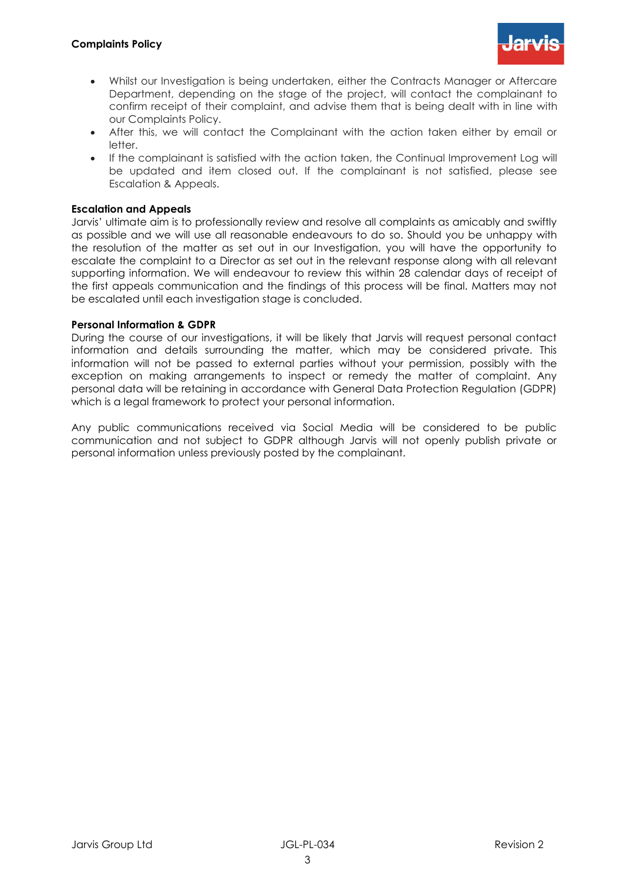- Whilst our Investigation is being undertaken, either the Contracts Manager or Aftercare Department, depending on the stage of the project, will contact the complainant to confirm receipt of their complaint, and advise them that is being dealt with in line with our Complaints Policy.
- After this, we will contact the Complainant with the action taken either by email or letter.
- If the complainant is satisfied with the action taken, the Continual Improvement Log will be updated and item closed out. If the complainant is not satisfied, please see Escalation & Appeals.

**Escalation and Appeals**

Jarvis' ultimate aim is to professionally review and resolve all complaints as amicably and swiftly as possible and we will use all reasonable endeavours to do so. Should you be unhappy with the resolution of the matter as set out in our Investigation, you will have the opportunity to escalate the complaint to a Director as set out in the relevant response along with all relevant supporting information. We will endeavour to review this within 28 calendar days of receipt of the first appeals communication and the findings of this process will be final. Matters may not be escalated until each investigation stage is concluded.

**Personal Information & GDPR**

During the course of our investigations, it will be likely that Jarvis will request personal contact information and details surrounding the matter, which may be considered private. This information will not be passed to external parties without your permission, possibly with the exception on making arrangements to inspect or remedy the matter of complaint. Any personal data will be retaining in accordance with General Data Protection Regulation (GDPR) which is a legal framework to protect your personal information.

Any public communications received via Social Media will be considered to be public communication and not subject to GDPR although Jarvis will not openly publish private or personal information unless previously posted by the complainant.